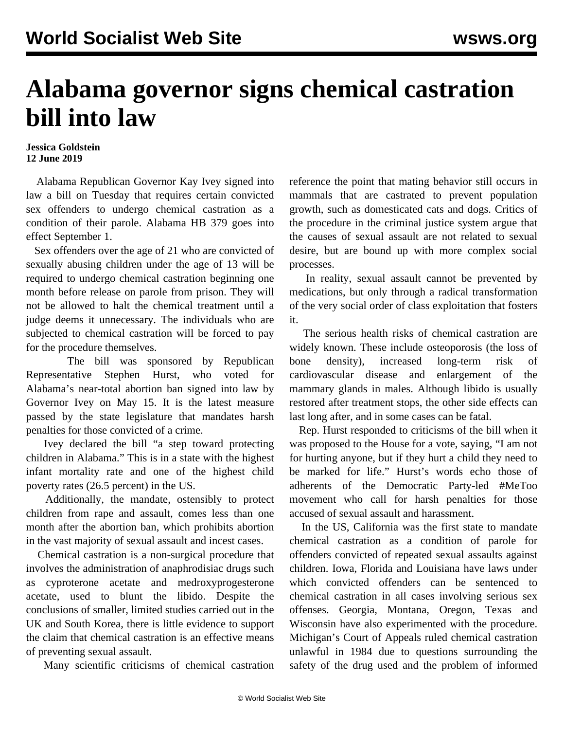# Alabama governor signs chemical castration bill into law

**Jessica Goldstein**
**12 June 2019**

Alabama Republican Governor Kay Ivey signed into law a bill on Tuesday that requires certain convicted sex offenders to undergo chemical castration as a condition of their parole. Alabama HB 379 goes into effect September 1.

Sex offenders over the age of 21 who are convicted of sexually abusing children under the age of 13 will be required to undergo chemical castration beginning one month before release on parole from prison. They will not be allowed to halt the chemical treatment until a judge deems it unnecessary. The individuals who are subjected to chemical castration will be forced to pay for the procedure themselves.

The bill was sponsored by Republican Representative Stephen Hurst, who voted for Alabama's near-total abortion ban signed into law by Governor Ivey on May 15. It is the latest measure passed by the state legislature that mandates harsh penalties for those convicted of a crime.

Ivey declared the bill "a step toward protecting children in Alabama." This is in a state with the highest infant mortality rate and one of the highest child poverty rates (26.5 percent) in the US.

Additionally, the mandate, ostensibly to protect children from rape and assault, comes less than one month after the abortion ban, which prohibits abortion in the vast majority of sexual assault and incest cases.

Chemical castration is a non-surgical procedure that involves the administration of anaphrodisiac drugs such as cyproterone acetate and medroxyprogesterone acetate, used to blunt the libido. Despite the conclusions of smaller, limited studies carried out in the UK and South Korea, there is little evidence to support the claim that chemical castration is an effective means of preventing sexual assault.

Many scientific criticisms of chemical castration reference the point that mating behavior still occurs in mammals that are castrated to prevent population growth, such as domesticated cats and dogs. Critics of the procedure in the criminal justice system argue that the causes of sexual assault are not related to sexual desire, but are bound up with more complex social processes.

In reality, sexual assault cannot be prevented by medications, but only through a radical transformation of the very social order of class exploitation that fosters it.

The serious health risks of chemical castration are widely known. These include osteoporosis (the loss of bone density), increased long-term risk of cardiovascular disease and enlargement of the mammary glands in males. Although libido is usually restored after treatment stops, the other side effects can last long after, and in some cases can be fatal.

Rep. Hurst responded to criticisms of the bill when it was proposed to the House for a vote, saying, "I am not for hurting anyone, but if they hurt a child they need to be marked for life." Hurst's words echo those of adherents of the Democratic Party-led #MeToo movement who call for harsh penalties for those accused of sexual assault and harassment.

In the US, California was the first state to mandate chemical castration as a condition of parole for offenders convicted of repeated sexual assaults against children. Iowa, Florida and Louisiana have laws under which convicted offenders can be sentenced to chemical castration in all cases involving serious sex offenses. Georgia, Montana, Oregon, Texas and Wisconsin have also experimented with the procedure. Michigan's Court of Appeals ruled chemical castration unlawful in 1984 due to questions surrounding the safety of the drug used and the problem of informed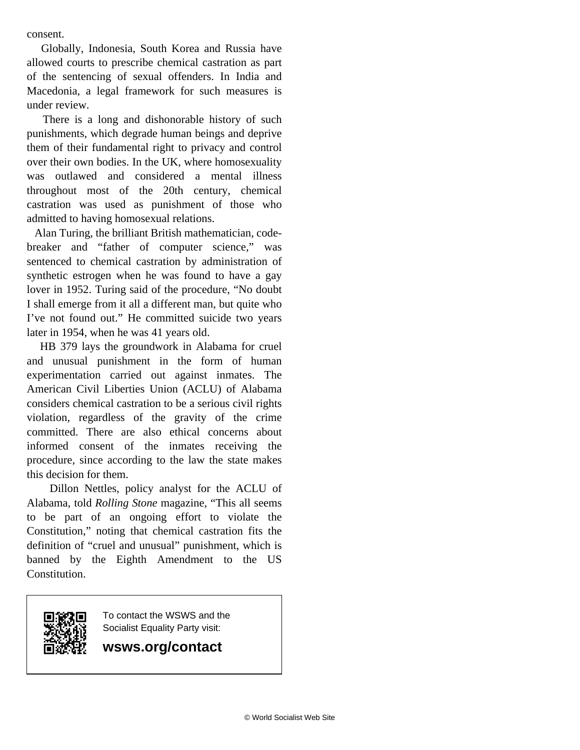consent.

Globally, Indonesia, South Korea and Russia have allowed courts to prescribe chemical castration as part of the sentencing of sexual offenders. In India and Macedonia, a legal framework for such measures is under review.

There is a long and dishonorable history of such punishments, which degrade human beings and deprive them of their fundamental right to privacy and control over their own bodies. In the UK, where homosexuality was outlawed and considered a mental illness throughout most of the 20th century, chemical castration was used as punishment of those who admitted to having homosexual relations.

Alan Turing, the brilliant British mathematician, code-breaker and "father of computer science," was sentenced to chemical castration by administration of synthetic estrogen when he was found to have a gay lover in 1952. Turing said of the procedure, "No doubt I shall emerge from it all a different man, but quite who I've not found out." He committed suicide two years later in 1954, when he was 41 years old.

HB 379 lays the groundwork in Alabama for cruel and unusual punishment in the form of human experimentation carried out against inmates. The American Civil Liberties Union (ACLU) of Alabama considers chemical castration to be a serious civil rights violation, regardless of the gravity of the crime committed. There are also ethical concerns about informed consent of the inmates receiving the procedure, since according to the law the state makes this decision for them.

Dillon Nettles, policy analyst for the ACLU of Alabama, told *Rolling Stone* magazine, "This all seems to be part of an ongoing effort to violate the Constitution," noting that chemical castration fits the definition of "cruel and unusual" punishment, which is banned by the Eighth Amendment to the US Constitution.

To contact the WSWS and the Socialist Equality Party visit:

**wsws.org/contact**